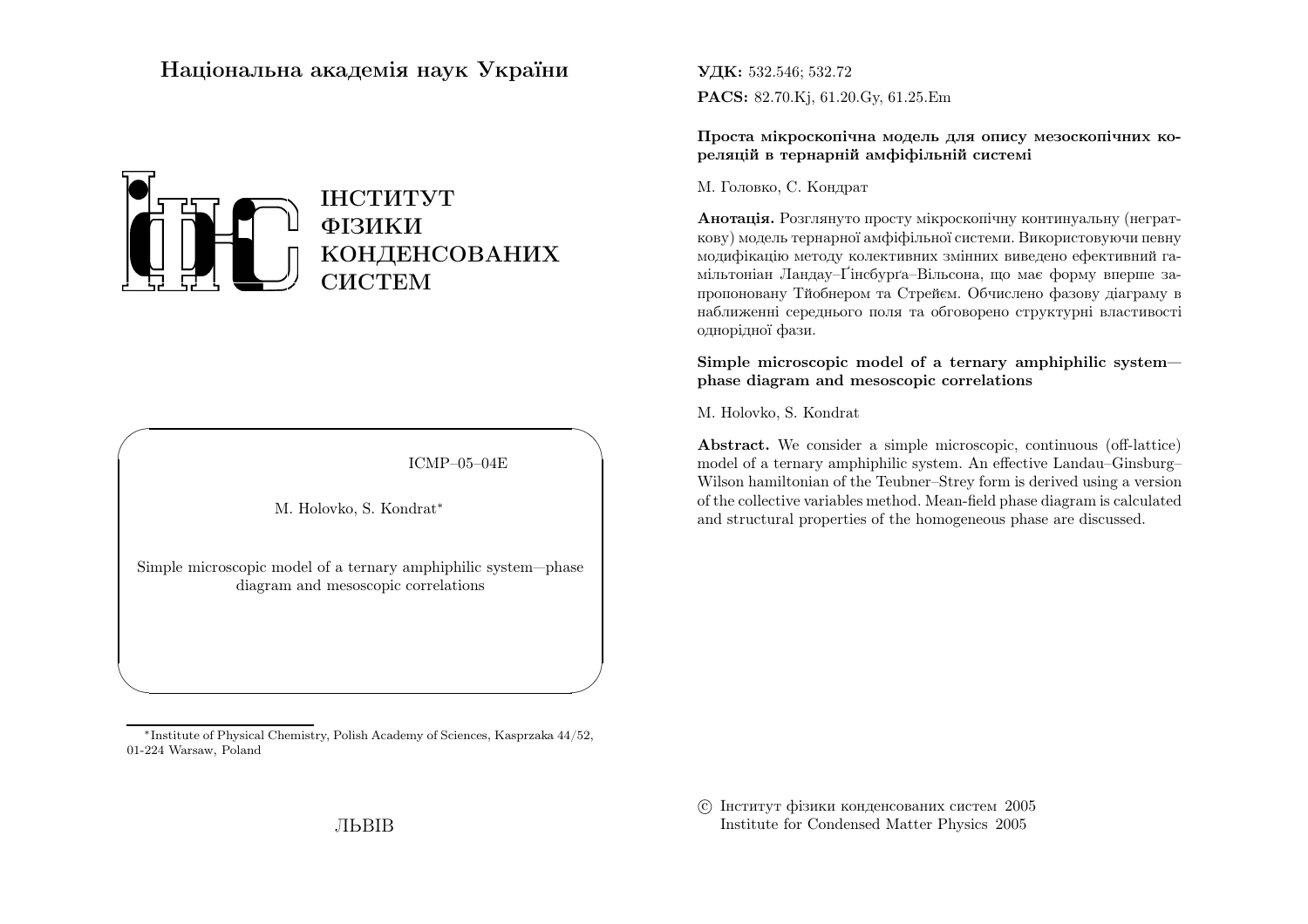# Національна академія наук України

ІНСТИТУТ ФІЗИКИ КОНДЕНСОВАНИХ СИСТЕМ

ICMP–05–04E

M. Holovko, S. Kondrat*

Simple microscopic model of a ternary amphiphilic system—phase diagram and mesoscopic correlations

*Institute of Physical Chemistry, Polish Academy of Sciences, Kasprzaka 44/52, 01-224 Warsaw, Poland

ЛЬВІВ

**УДК:** 532.546; 532.72

**PACS:** 82.70.Kj, 61.20.Gy, 61.25.Em

**Проста мікроскопічна модель для опису мезоскопічних кореляцій в тернарній амфіфільній системі**

М. Головко, С. Кондрат

**Анотація.** Розглянуто просту мікроскопічну континуальну (неграткову) модель тернарної амфіфільної системи. Використовуючи певну модифікацію методу колективних змінних виведено ефективний гамільтоніан Ландау–Ґінсбурґа–Вільсона, що має форму вперше запропоновану Тйобнером та Стрейєм. Обчислено фазову діаграму в наближенні середнього поля та обговорено структурні властивості однорідної фази.

**Simple microscopic model of a ternary amphiphilic system—phase diagram and mesoscopic correlations**

M. Holovko, S. Kondrat

**Abstract.** We consider a simple microscopic, continuous (off-lattice) model of a ternary amphiphilic system. An effective Landau–Ginsburg–Wilson hamiltonian of the Teubner–Strey form is derived using a version of the collective variables method. Mean-field phase diagram is calculated and structural properties of the homogeneous phase are discussed.

© Інститут фізики конденсованих систем 2005
Institute for Condensed Matter Physics 2005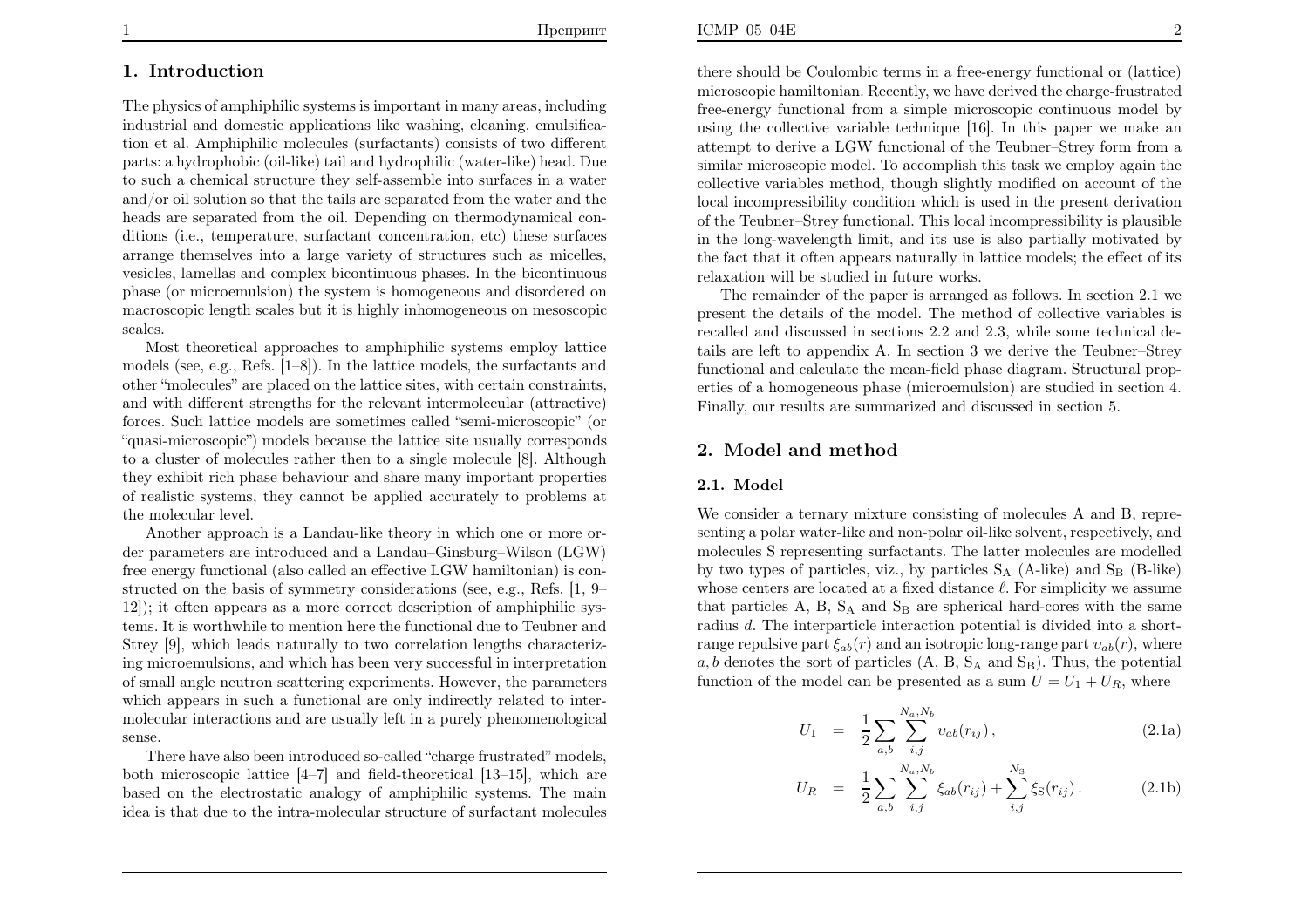## 1. Introduction

The physics of amphiphilic systems is important in many areas, including industrial and domestic applications like washing, cleaning, emulsification et al. Amphiphilic molecules (surfactants) consists of two different parts: a hydrophobic (oil-like) tail and hydrophilic (water-like) head. Due to such a chemical structure they self-assemble into surfaces in a water and/or oil solution so that the tails are separated from the water and the heads are separated from the oil. Depending on thermodynamical conditions (i.e., temperature, surfactant concentration, etc) these surfaces arrange themselves into a large variety of structures such as micelles, vesicles, lamellas and complex bicontinuous phases. In the bicontinuous phase (or microemulsion) the system is homogeneous and disordered on macroscopic length scales but it is highly inhomogeneous on mesoscopic scales.

Most theoretical approaches to amphiphilic systems employ lattice models (see, e.g., Refs. [1–8]). In the lattice models, the surfactants and other "molecules" are placed on the lattice sites, with certain constraints, and with different strengths for the relevant intermolecular (attractive) forces. Such lattice models are sometimes called "semi-microscopic" (or "quasi-microscopic") models because the lattice site usually corresponds to a cluster of molecules rather then to a single molecule [8]. Although they exhibit rich phase behaviour and share many important properties of realistic systems, they cannot be applied accurately to problems at the molecular level.

Another approach is a Landau-like theory in which one or more order parameters are introduced and a Landau–Ginsburg–Wilson (LGW) free energy functional (also called an effective LGW hamiltonian) is constructed on the basis of symmetry considerations (see, e.g., Refs. [1, 9–12]); it often appears as a more correct description of amphiphilic systems. It is worthwhile to mention here the functional due to Teubner and Strey [9], which leads naturally to two correlation lengths characterizing microemulsions, and which has been very successful in interpretation of small angle neutron scattering experiments. However, the parameters which appears in such a functional are only indirectly related to intermolecular interactions and are usually left in a purely phenomenological sense.

There have also been introduced so-called "charge frustrated" models, both microscopic lattice [4–7] and field-theoretical [13–15], which are based on the electrostatic analogy of amphiphilic systems. The main idea is that due to the intra-molecular structure of surfactant molecules there should be Coulombic terms in a free-energy functional or (lattice) microscopic hamiltonian. Recently, we have derived the charge-frustrated free-energy functional from a simple microscopic continuous model by using the collective variable technique [16]. In this paper we make an attempt to derive a LGW functional of the Teubner–Strey form from a similar microscopic model. To accomplish this task we employ again the collective variables method, though slightly modified on account of the local incompressibility condition which is used in the present derivation of the Teubner–Strey functional. This local incompressibility is plausible in the long-wavelength limit, and its use is also partially motivated by the fact that it often appears naturally in lattice models; the effect of its relaxation will be studied in future works.

The remainder of the paper is arranged as follows. In section 2.1 we present the details of the model. The method of collective variables is recalled and discussed in sections 2.2 and 2.3, while some technical details are left to appendix A. In section 3 we derive the Teubner–Strey functional and calculate the mean-field phase diagram. Structural properties of a homogeneous phase (microemulsion) are studied in section 4. Finally, our results are summarized and discussed in section 5.

## 2. Model and method

### 2.1. Model

We consider a ternary mixture consisting of molecules A and B, representing a polar water-like and non-polar oil-like solvent, respectively, and molecules S representing surfactants. The latter molecules are modelled by two types of particles, viz., by particles $S_A$ (A-like) and $S_B$ (B-like) whose centers are located at a fixed distance $\ell$. For simplicity we assume that particles A, B, $S_A$ and $S_B$ are spherical hard-cores with the same radius $d$. The interparticle interaction potential is divided into a short-range repulsive part $\xi_{ab}(r)$ and an isotropic long-range part $\upsilon_{ab}(r)$, where $a, b$ denotes the sort of particles (A, B, $S_A$ and $S_B$). Thus, the potential function of the model can be presented as a sum $U = U_1 + U_R$, where

$$U_1 = \frac{1}{2}\sum_{a,b}\sum_{i,j}^{N_a,N_b} \upsilon_{ab}(r_{ij}), \tag{2.1a}$$

$$U_R = \frac{1}{2}\sum_{a,b}\sum_{i,j}^{N_a,N_b} \xi_{ab}(r_{ij}) + \sum_{i,j}^{N_S} \xi_S(r_{ij}). \tag{2.1b}$$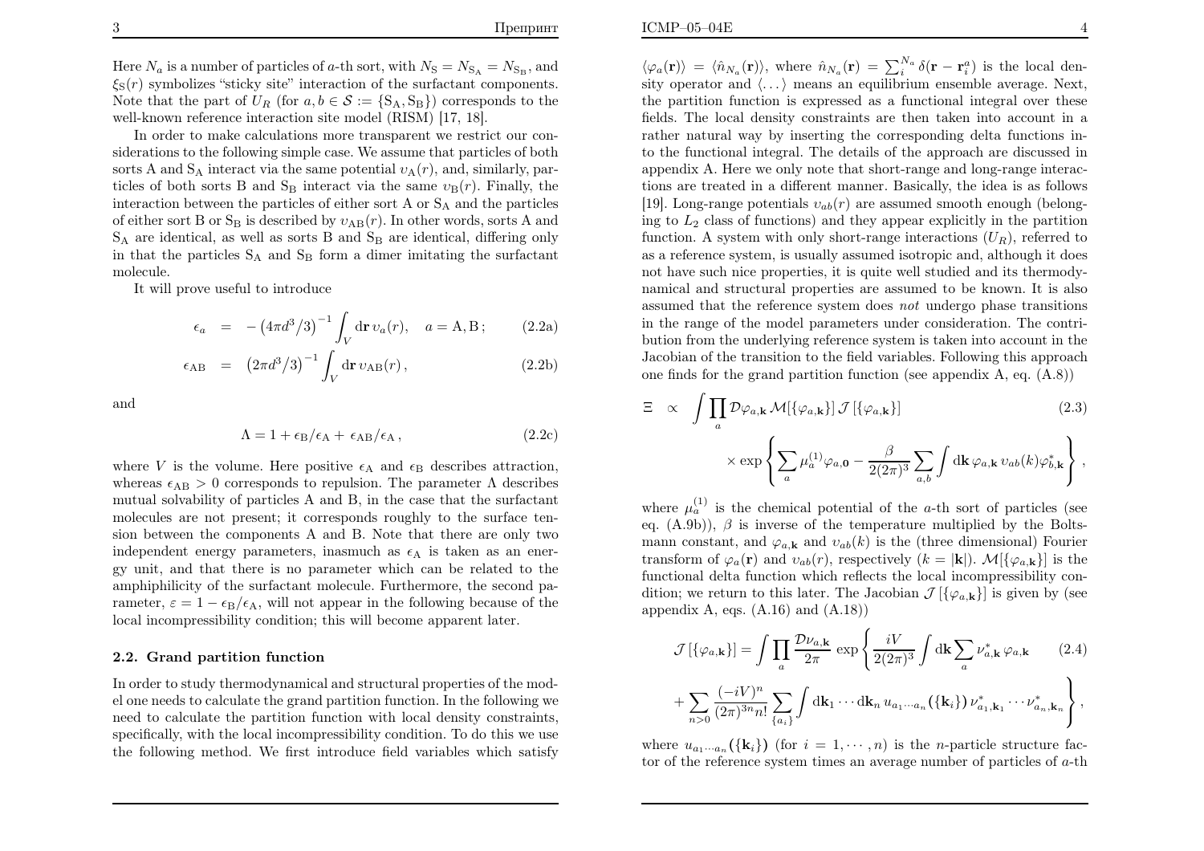Here $N_a$ is a number of particles of $a$-th sort, with $N_{\rm S} = N_{\rm S_A} = N_{\rm S_B}$, and $\xi_{\rm S}(r)$ symbolizes "sticky site" interaction of the surfactant components. Note that the part of $U_R$ (for $a, b \in \mathcal{S} := \{{\rm S_A}, {\rm S_B}\}$) corresponds to the well-known reference interaction site model (RISM) [17, 18].

In order to make calculations more transparent we restrict our considerations to the following simple case. We assume that particles of both sorts A and $\rm S_A$ interact via the same potential $\upsilon_{\rm A}(r)$, and, similarly, particles of both sorts B and $\rm S_B$ interact via the same $\upsilon_{\rm B}(r)$. Finally, the interaction between the particles of either sort A or $\rm S_A$ and the particles of either sort B or $\rm S_B$ is described by $\upsilon_{\rm AB}(r)$. In other words, sorts A and $\rm S_A$ are identical, as well as sorts B and $\rm S_B$ are identical, differing only in that the particles $\rm S_A$ and $\rm S_B$ form a dimer imitating the surfactant molecule.

It will prove useful to introduce

$$\epsilon_a = -\left(4\pi d^3/3\right)^{-1} \int_V {\rm d}\mathbf{r}\, \upsilon_a(r), \quad a = {\rm A}, {\rm B}\,; \tag{2.2a}$$

$$\epsilon_{\rm AB} = \left(2\pi d^3/3\right)^{-1} \int_V {\rm d}\mathbf{r}\, \upsilon_{\rm AB}(r)\,, \tag{2.2b}$$

and

$$\Lambda = 1 + \epsilon_{\rm B}/\epsilon_{\rm A} + \epsilon_{\rm AB}/\epsilon_{\rm A}\,, \tag{2.2c}$$

where $V$ is the volume. Here positive $\epsilon_{\rm A}$ and $\epsilon_{\rm B}$ describes attraction, whereas $\epsilon_{\rm AB} > 0$ corresponds to repulsion. The parameter $\Lambda$ describes mutual solvability of particles A and B, in the case that the surfactant molecules are not present; it corresponds roughly to the surface tension between the components A and B. Note that there are only two independent energy parameters, inasmuch as $\epsilon_{\rm A}$ is taken as an energy unit, and that there is no parameter which can be related to the amphiphilicity of the surfactant molecule. Furthermore, the second parameter, $\varepsilon = 1 - \epsilon_{\rm B}/\epsilon_{\rm A}$, will not appear in the following because of the local incompressibility condition; this will become apparent later.

### 2.2. Grand partition function

In order to study thermodynamical and structural properties of the model one needs to calculate the grand partition function. In the following we need to calculate the partition function with local density constraints, specifically, with the local incompressibility condition. To do this we use the following method. We first introduce field variables which satisfy $\langle\varphi_a(\mathbf{r})\rangle = \langle\hat{n}_{N_a}(\mathbf{r})\rangle$, where $\hat{n}_{N_a}(\mathbf{r}) = \sum_i^{N_a} \delta(\mathbf{r} - \mathbf{r}_i^a)$ is the local density operator and $\langle\dots\rangle$ means an equilibrium ensemble average. Next, the partition function is expressed as a functional integral over these fields. The local density constraints are then taken into account in a rather natural way by inserting the corresponding delta functions into the functional integral. The details of the approach are discussed in appendix A. Here we only note that short-range and long-range interactions are treated in a different manner. Basically, the idea is as follows [19]. Long-range potentials $\upsilon_{ab}(r)$ are assumed smooth enough (belonging to $L_2$ class of functions) and they appear explicitly in the partition function. A system with only short-range interactions ($U_R$), referred to as a reference system, is usually assumed isotropic and, although it does not have such nice properties, it is quite well studied and its thermodynamical and structural properties are assumed to be known. It is also assumed that the reference system does *not* undergo phase transitions in the range of the model parameters under consideration. The contribution from the underlying reference system is taken into account in the Jacobian of the transition to the field variables. Following this approach one finds for the grand partition function (see appendix A, eq. (A.8))

$$\Xi \;\propto\; \int \prod_a \mathcal{D}\varphi_{a,\mathbf{k}}\, \mathcal{M}[\{\varphi_{a,\mathbf{k}}\}]\, \mathcal{J}\left[\{\varphi_{a,\mathbf{k}}\}\right] \times \exp\left\{ \sum_a \mu_a^{(1)} \varphi_{a,\mathbf{0}} - \frac{\beta}{2(2\pi)^3} \sum_{a,b} \int {\rm d}\mathbf{k}\, \varphi_{a,\mathbf{k}}\, \upsilon_{ab}(k) \varphi^*_{b,\mathbf{k}} \right\}, \tag{2.3}$$

where $\mu_a^{(1)}$ is the chemical potential of the $a$-th sort of particles (see eq. (A.9b)), $\beta$ is inverse of the temperature multiplied by the Boltsmann constant, and $\varphi_{a,\mathbf{k}}$ and $\upsilon_{ab}(k)$ is the (three dimensional) Fourier transform of $\varphi_a(\mathbf{r})$ and $\upsilon_{ab}(r)$, respectively ($k = |\mathbf{k}|$). $\mathcal{M}[\{\varphi_{a,\mathbf{k}}\}]$ is the functional delta function which reflects the local incompressibility condition; we return to this later. The Jacobian $\mathcal{J}\left[\{\varphi_{a,\mathbf{k}}\}\right]$ is given by (see appendix A, eqs. (A.16) and (A.18))

$$\mathcal{J}\left[\{\varphi_{a,\mathbf{k}}\}\right] = \int \prod_a \frac{\mathcal{D}\nu_{a,\mathbf{k}}}{2\pi} \exp\left\{ \frac{iV}{2(2\pi)^3} \int {\rm d}\mathbf{k} \sum_a \nu^*_{a,\mathbf{k}}\, \varphi_{a,\mathbf{k}} + \sum_{n>0} \frac{(-iV)^n}{(2\pi)^{3n} n!} \sum_{\{a_i\}} \int {\rm d}\mathbf{k}_1 \cdots {\rm d}\mathbf{k}_n\, u_{a_1\cdots a_n}(\{\mathbf{k}_i\})\, \nu^*_{a_1,\mathbf{k}_1} \cdots \nu^*_{a_n,\mathbf{k}_n} \right\}, \tag{2.4}$$

where $u_{a_1\cdots a_n}(\{\mathbf{k}_i\})$ (for $i = 1, \cdots, n$) is the $n$-particle structure factor of the reference system times an average number of particles of $a$-th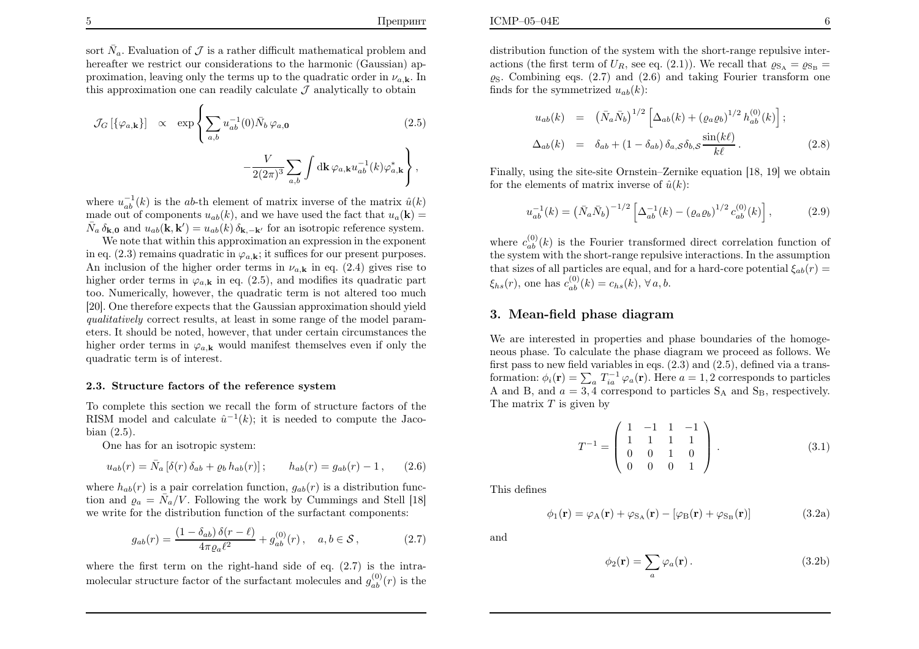sort $\bar{N}_a$. Evaluation of $\mathcal{J}$ is a rather difficult mathematical problem and hereafter we restrict our considerations to the harmonic (Gaussian) approximation, leaving only the terms up to the quadratic order in $\nu_{a,\mathbf{k}}$. In this approximation one can readily calculate $\mathcal{J}$ analytically to obtain

$$
\mathcal{J}_G\left[\{\varphi_{a,\mathbf{k}}\}\right] \propto \exp\left\{ \sum_{a,b} u^{-1}_{ab}(0)\bar{N}_b\,\varphi_{a,\mathbf{0}} - \frac{V}{2(2\pi)^3}\sum_{a,b}\int \mathrm{d}\mathbf{k}\,\varphi_{a,\mathbf{k}}u^{-1}_{ab}(k)\varphi^*_{a,\mathbf{k}} \right\}, \tag{2.5}
$$

where $u^{-1}_{ab}(k)$ is the $ab$-th element of matrix inverse of the matrix $\hat{u}(k)$ made out of components $u_{ab}(k)$, and we have used the fact that $u_a(\mathbf{k}) = \bar{N}_a\,\delta_{\mathbf{k},\mathbf{0}}$ and $u_{ab}(\mathbf{k},\mathbf{k}') = u_{ab}(k)\,\delta_{\mathbf{k},-\mathbf{k}'}$ for an isotropic reference system.

We note that within this approximation an expression in the exponent in eq. (2.3) remains quadratic in $\varphi_{a,\mathbf{k}}$; it suffices for our present purposes. An inclusion of the higher order terms in $\nu_{a,\mathbf{k}}$ in eq. (2.4) gives rise to higher order terms in $\varphi_{a,\mathbf{k}}$ in eq. (2.5), and modifies its quadratic part too. Numerically, however, the quadratic term is not altered too much [20]. One therefore expects that the Gaussian approximation should yield *qualitatively* correct results, at least in some range of the model parameters. It should be noted, however, that under certain circumstances the higher order terms in $\varphi_{a,\mathbf{k}}$ would manifest themselves even if only the quadratic term is of interest.

### 2.3. Structure factors of the reference system

To complete this section we recall the form of structure factors of the RISM model and calculate $\hat{u}^{-1}(k)$; it is needed to compute the Jacobian (2.5).

One has for an isotropic system:

$$
u_{ab}(r) = \bar{N}_a\left[\delta(r)\,\delta_{ab} + \varrho_b\,h_{ab}(r)\right]; \qquad h_{ab}(r) = g_{ab}(r) - 1\,, \tag{2.6}
$$

where $h_{ab}(r)$ is a pair correlation function, $g_{ab}(r)$ is a distribution function and $\varrho_a = \bar{N}_a/V$. Following the work by Cummings and Stell [18] we write for the distribution function of the surfactant components:

$$
g_{ab}(r) = \frac{(1-\delta_{ab})\,\delta(r-\ell)}{4\pi\varrho_a\ell^2} + g^{(0)}_{ab}(r)\,, \quad a,b\in\mathcal{S}\,, \tag{2.7}
$$

where the first term on the right-hand side of eq. (2.7) is the intramolecular structure factor of the surfactant molecules and $g^{(0)}_{ab}(r)$ is the distribution function of the system with the short-range repulsive interactions (the first term of $U_R$, see eq. (2.1)). We recall that $\varrho_{\mathrm{S_A}} = \varrho_{\mathrm{S_B}} = \varrho_{\mathrm{S}}$. Combining eqs. (2.7) and (2.6) and taking Fourier transform one finds for the symmetrized $u_{ab}(k)$:

$$
\begin{aligned}
u_{ab}(k) &= \left(\bar{N}_a\bar{N}_b\right)^{1/2}\left[\Delta_{ab}(k) + (\varrho_a\varrho_b)^{1/2}\,h^{(0)}_{ab}(k)\right];\\
\Delta_{ab}(k) &= \delta_{ab} + (1-\delta_{ab})\,\delta_{a,\mathcal{S}}\delta_{b,\mathcal{S}}\frac{\sin(k\ell)}{k\ell}\,.
\end{aligned} \tag{2.8}
$$

Finally, using the site-site Ornstein–Zernike equation [18, 19] we obtain for the elements of matrix inverse of $\hat{u}(k)$:

$$
u^{-1}_{ab}(k) = \left(\bar{N}_a\bar{N}_b\right)^{-1/2}\left[\Delta^{-1}_{ab}(k) - (\varrho_a\varrho_b)^{1/2}\,c^{(0)}_{ab}(k)\right], \tag{2.9}
$$

where $c^{(0)}_{ab}(k)$ is the Fourier transformed direct correlation function of the system with the short-range repulsive interactions. In the assumption that sizes of all particles are equal, and for a hard-core potential $\xi_{ab}(r) = \xi_{hs}(r)$, one has $c^{(0)}_{ab}(k) = c_{hs}(k)$, $\forall\, a,b$.

## 3. Mean-field phase diagram

We are interested in properties and phase boundaries of the homogeneous phase. To calculate the phase diagram we proceed as follows. We first pass to new field variables in eqs. (2.3) and (2.5), defined via a transformation: $\phi_i(\mathbf{r}) = \sum_a T^{-1}_{ia}\,\varphi_a(\mathbf{r})$. Here $a = 1,2$ corresponds to particles A and B, and $a = 3,4$ correspond to particles $\mathrm{S_A}$ and $\mathrm{S_B}$, respectively. The matrix $T$ is given by

$$
T^{-1} = \begin{pmatrix} 1 & -1 & 1 & -1\\ 1 & 1 & 1 & 1\\ 0 & 0 & 1 & 0\\ 0 & 0 & 0 & 1 \end{pmatrix}. \tag{3.1}
$$

This defines

$$
\phi_1(\mathbf{r}) = \varphi_{\mathrm{A}}(\mathbf{r}) + \varphi_{\mathrm{S_A}}(\mathbf{r}) - \left[\varphi_{\mathrm{B}}(\mathbf{r}) + \varphi_{\mathrm{S_B}}(\mathbf{r})\right] \tag{3.2a}
$$

and

$$
\phi_2(\mathbf{r}) = \sum_a \varphi_a(\mathbf{r})\,. \tag{3.2b}
$$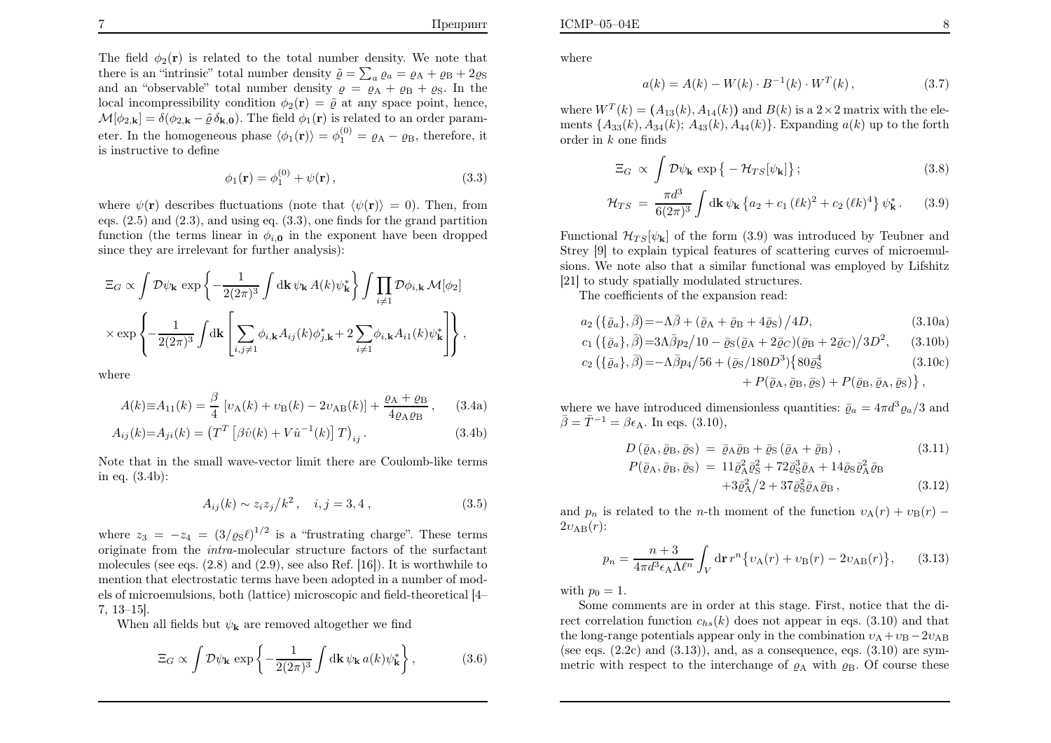The field $\phi_2(\mathbf{r})$ is related to the total number density. We note that there is an "intrinsic" total number density $\tilde{\varrho} = \sum_a \varrho_a = \varrho_{\rm A} + \varrho_{\rm B} + 2\varrho_{\rm S}$ and an "observable" total number density $\varrho = \varrho_{\rm A} + \varrho_{\rm B} + \varrho_{\rm S}$. In the local incompressibility condition $\phi_2(\mathbf{r}) = \tilde{\varrho}$ at any space point, hence, $\mathcal{M}[\phi_{2,\mathbf{k}}] = \delta(\phi_{2,\mathbf{k}} - \tilde{\varrho}\,\delta_{\mathbf{k},\mathbf{0}})$. The field $\phi_1(\mathbf{r})$ is related to an order parameter. In the homogeneous phase $\langle \phi_1(\mathbf{r}) \rangle = \phi_1^{(0)} = \varrho_{\rm A} - \varrho_{\rm B}$, therefore, it is instructive to define

$$\phi_1(\mathbf{r}) = \phi_1^{(0)} + \psi(\mathbf{r})\,, \tag{3.3}$$

where $\psi(\mathbf{r})$ describes fluctuations (note that $\langle \psi(\mathbf{r}) \rangle = 0$). Then, from eqs. (2.5) and (2.3), and using eq. (3.3), one finds for the grand partition function (the terms linear in $\phi_{i,\mathbf{0}}$ in the exponent have been dropped since they are irrelevant for further analysis):

$$\Xi_G \propto \int \mathcal{D}\psi_{\mathbf{k}} \, \exp\left\{ -\frac{1}{2(2\pi)^3} \int \mathrm{d}\mathbf{k}\, \psi_{\mathbf{k}}\, A(k) \psi_{\mathbf{k}}^* \right\} \int \prod_{i \neq 1} \mathcal{D}\phi_{i,\mathbf{k}}\, \mathcal{M}[\phi_2]$$
$$\times \exp\left\{ -\frac{1}{2(2\pi)^3} \int \mathrm{d}\mathbf{k} \left[ \sum_{i,j \neq 1} \phi_{i,\mathbf{k}} A_{ij}(k) \phi_{j,\mathbf{k}}^* + 2 \sum_{i \neq 1} \phi_{i,\mathbf{k}} A_{i1}(k) \psi_{\mathbf{k}}^* \right] \right\},$$

where

$$A(k) \equiv A_{11}(k) = \frac{\beta}{4}\left[ \upsilon_{\rm A}(k) + \upsilon_{\rm B}(k) - 2\upsilon_{\rm AB}(k) \right] + \frac{\varrho_{\rm A} + \varrho_{\rm B}}{4\varrho_{\rm A}\varrho_{\rm B}}\,, \tag{3.4a}$$

$$A_{ij}(k) = A_{ji}(k) = \left( T^T \left[ \beta \hat{\upsilon}(k) + V \hat{u}^{-1}(k) \right] T \right)_{ij}\,. \tag{3.4b}$$

Note that in the small wave-vector limit there are Coulomb-like terms in eq. (3.4b):

$$A_{ij}(k) \sim z_i z_j / k^2\,, \quad i,j = 3,4\,, \tag{3.5}$$

where $z_3 = -z_4 = (3/\varrho_{\rm S}\ell)^{1/2}$ is a "frustrating charge". These terms originate from the *intra*-molecular structure factors of the surfactant molecules (see eqs. (2.8) and (2.9), see also Ref. [16]). It is worthwhile to mention that electrostatic terms have been adopted in a number of models of microemulsions, both (lattice) microscopic and field-theoretical [4–7, 13–15].

When all fields but $\psi_{\mathbf{k}}$ are removed altogether we find

$$\Xi_G \propto \int \mathcal{D}\psi_{\mathbf{k}} \, \exp\left\{ -\frac{1}{2(2\pi)^3} \int \mathrm{d}\mathbf{k}\, \psi_{\mathbf{k}}\, a(k) \psi_{\mathbf{k}}^* \right\}, \tag{3.6}$$

where

$$a(k) = A(k) - W(k) \cdot B^{-1}(k) \cdot W^T(k)\,, \tag{3.7}$$

where $W^T(k) = (A_{13}(k), A_{14}(k))$ and $B(k)$ is a $2 \times 2$ matrix with the elements $\{A_{33}(k), A_{34}(k);\, A_{43}(k), A_{44}(k)\}$. Expanding $a(k)$ up to the forth order in $k$ one finds

$$\Xi_G \propto \int \mathcal{D}\psi_{\mathbf{k}} \, \exp\left\{ -\mathcal{H}_{TS}[\psi_{\mathbf{k}}] \right\}; \tag{3.8}$$

$$\mathcal{H}_{TS} = \frac{\pi d^3}{6(2\pi)^3} \int \mathrm{d}\mathbf{k}\, \psi_{\mathbf{k}} \left\{ a_2 + c_1 (\ell k)^2 + c_2 (\ell k)^4 \right\} \psi_{\mathbf{k}}^*\,. \tag{3.9}$$

Functional $\mathcal{H}_{TS}[\psi_{\mathbf{k}}]$ of the form (3.9) was introduced by Teubner and Strey [9] to explain typical features of scattering curves of microemulsions. We note also that a similar functional was employed by Lifshitz [21] to study spatially modulated structures.

The coefficients of the expansion read:

$$a_2\left(\{\bar{\varrho}_a\}, \bar{\beta}\right) = -\Lambda\bar{\beta} + \left(\bar{\varrho}_{\rm A} + \bar{\varrho}_{\rm B} + 4\bar{\varrho}_{\rm S}\right)/4D, \tag{3.10a}$$

$$c_1\left(\{\bar{\varrho}_a\}, \bar{\beta}\right) = 3\Lambda\bar{\beta}p_2/10 - \bar{\varrho}_{\rm S}(\bar{\varrho}_{\rm A} + 2\bar{\varrho}_C)(\bar{\varrho}_{\rm B} + 2\bar{\varrho}_C)/3D^2, \tag{3.10b}$$

$$c_2\left(\{\bar{\varrho}_a\}, \bar{\beta}\right) = -\Lambda\bar{\beta}p_4/56 + (\bar{\varrho}_{\rm S}/180 D^3)\left\{ 80\bar{\varrho}_{\rm S}^4 + P(\bar{\varrho}_{\rm A}, \bar{\varrho}_{\rm B}, \bar{\varrho}_{\rm S}) + P(\bar{\varrho}_{\rm B}, \bar{\varrho}_{\rm A}, \bar{\varrho}_{\rm S}) \right\}, \tag{3.10c}$$

where we have introduced dimensionless quantities: $\bar{\varrho}_a = 4\pi d^3 \varrho_a/3$ and $\bar{\beta} = \bar{T}^{-1} = \beta\epsilon_{\rm A}$. In eqs. (3.10),

$$D\left(\bar{\varrho}_{\rm A}, \bar{\varrho}_{\rm B}, \bar{\varrho}_{\rm S}\right) = \bar{\varrho}_{\rm A}\bar{\varrho}_{\rm B} + \bar{\varrho}_{\rm S}\left(\bar{\varrho}_{\rm A} + \bar{\varrho}_{\rm B}\right), \tag{3.11}$$

$$P(\bar{\varrho}_{\rm A}, \bar{\varrho}_{\rm B}, \bar{\varrho}_{\rm S}) = 11\bar{\varrho}_{\rm A}^2\bar{\varrho}_{\rm S}^2 + 72\bar{\varrho}_{\rm S}^3\bar{\varrho}_{\rm A} + 14\bar{\varrho}_{\rm S}\bar{\varrho}_{\rm A}^2\bar{\varrho}_{\rm B} + 3\bar{\varrho}_{\rm A}^2/2 + 37\bar{\varrho}_{\rm S}^2\bar{\varrho}_{\rm A}\bar{\varrho}_{\rm B}\,, \tag{3.12}$$

and $p_n$ is related to the $n$-th moment of the function $\upsilon_{\rm A}(r) + \upsilon_{\rm B}(r) - 2\upsilon_{\rm AB}(r)$:

$$p_n = \frac{n+3}{4\pi d^3 \epsilon_{\rm A} \Lambda \ell^n} \int_V \mathrm{d}\mathbf{r}\, r^n \left\{ \upsilon_{\rm A}(r) + \upsilon_{\rm B}(r) - 2\upsilon_{\rm AB}(r) \right\}, \tag{3.13}$$

with $p_0 = 1$.

Some comments are in order at this stage. First, notice that the direct correlation function $c_{hs}(k)$ does not appear in eqs. (3.10) and that the long-range potentials appear only in the combination $\upsilon_{\rm A} + \upsilon_{\rm B} - 2\upsilon_{\rm AB}$ (see eqs. (2.2c) and (3.13)), and, as a consequence, eqs. (3.10) are symmetric with respect to the interchange of $\varrho_{\rm A}$ with $\varrho_{\rm B}$. Of course these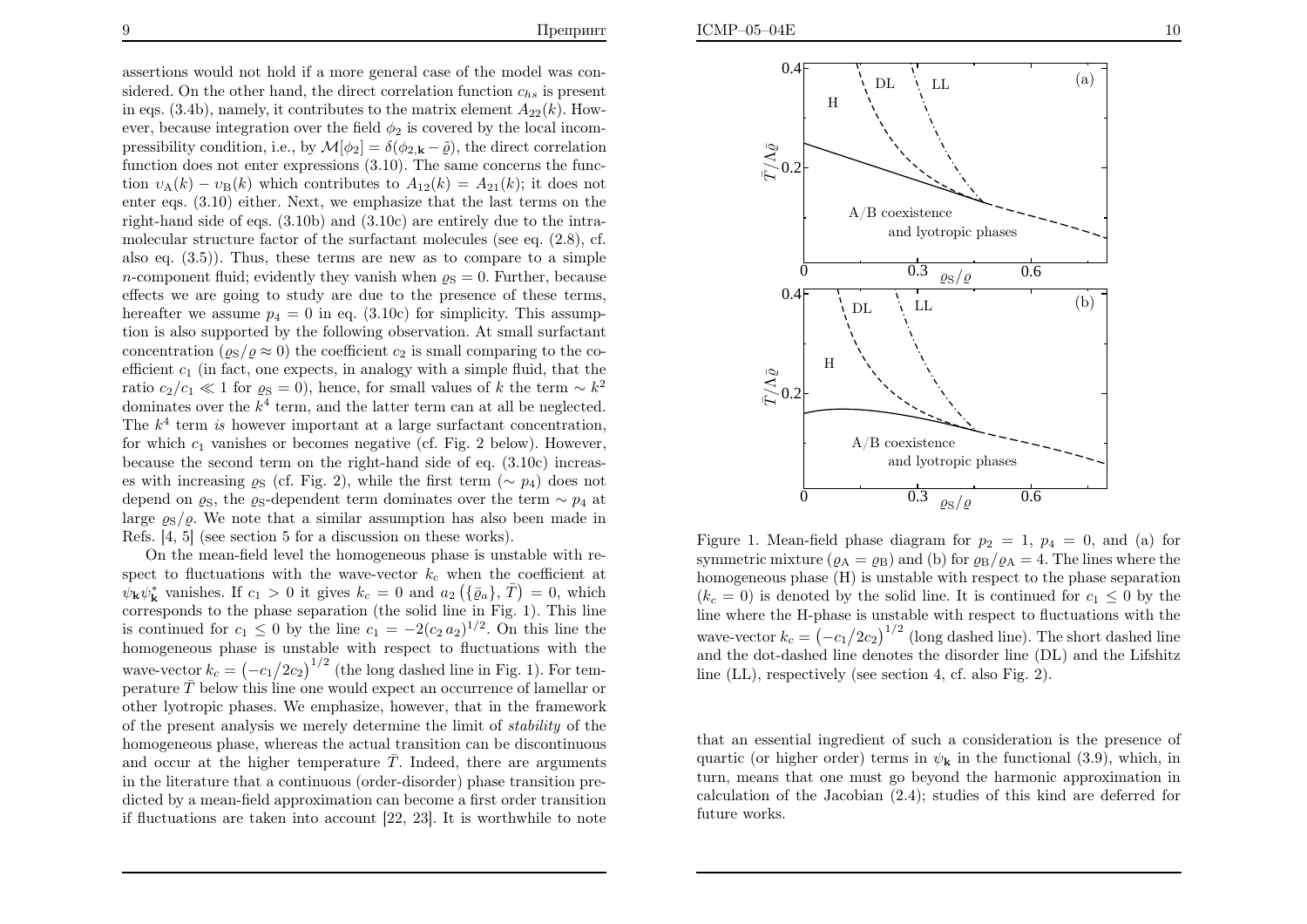assertions would not hold if a more general case of the model was considered. On the other hand, the direct correlation function $c_{hs}$ is present in eqs. (3.4b), namely, it contributes to the matrix element $A_{22}(k)$. However, because integration over the field $\phi_2$ is covered by the local incompressibility condition, i.e., by $\mathcal{M}[\phi_2] = \delta(\phi_{2,\mathbf{k}} - \tilde{\varrho})$, the direct correlation function does not enter expressions (3.10). The same concerns the function $\upsilon_{\rm A}(k) - \upsilon_{\rm B}(k)$ which contributes to $A_{12}(k) = A_{21}(k)$; it does not enter eqs. (3.10) either. Next, we emphasize that the last terms on the right-hand side of eqs. (3.10b) and (3.10c) are entirely due to the intramolecular structure factor of the surfactant molecules (see eq. (2.8), cf. also eq. (3.5)). Thus, these terms are new as to compare to a simple $n$-component fluid; evidently they vanish when $\varrho_{\rm S} = 0$. Further, because effects we are going to study are due to the presence of these terms, hereafter we assume $p_4 = 0$ in eq. (3.10c) for simplicity. This assumption is also supported by the following observation. At small surfactant concentration ($\varrho_{\rm S}/\varrho \approx 0$) the coefficient $c_2$ is small comparing to the coefficient $c_1$ (in fact, one expects, in analogy with a simple fluid, that the ratio $c_2/c_1 \ll 1$ for $\varrho_{\rm S} = 0$), hence, for small values of $k$ the term $\sim k^2$ dominates over the $k^4$ term, and the latter term can at all be neglected. The $k^4$ term *is* however important at a large surfactant concentration, for which $c_1$ vanishes or becomes negative (cf. Fig. 2 below). However, because the second term on the right-hand side of eq. (3.10c) increases with increasing $\varrho_{\rm S}$ (cf. Fig. 2), while the first term ($\sim p_4$) does not depend on $\varrho_{\rm S}$, the $\varrho_{\rm S}$-dependent term dominates over the term $\sim p_4$ at large $\varrho_{\rm S}/\varrho$. We note that a similar assumption has also been made in Refs. [4, 5] (see section 5 for a discussion on these works).

On the mean-field level the homogeneous phase is unstable with respect to fluctuations with the wave-vector $k_c$ when the coefficient at $\psi_{\mathbf{k}}\psi^*_{\mathbf{k}}$ vanishes. If $c_1 > 0$ it gives $k_c = 0$ and $a_2\left(\{\bar{\varrho}_a\}, \bar{T}\right) = 0$, which corresponds to the phase separation (the solid line in Fig. 1). This line is continued for $c_1 \leq 0$ by the line $c_1 = -2(c_2\, a_2)^{1/2}$. On this line the homogeneous phase is unstable with respect to fluctuations with the wave-vector $k_c = \left(-c_1/2c_2\right)^{1/2}$ (the long dashed line in Fig. 1). For temperature $\bar{T}$ below this line one would expect an occurrence of lamellar or other lyotropic phases. We emphasize, however, that in the framework of the present analysis we merely determine the limit of *stability* of the homogeneous phase, whereas the actual transition can be discontinuous and occur at the higher temperature $\bar{T}$. Indeed, there are arguments in the literature that a continuous (order-disorder) phase transition predicted by a mean-field approximation can become a first order transition if fluctuations are taken into account [22, 23]. It is worthwhile to note that an essential ingredient of such a consideration is the presence of quartic (or higher order) terms in $\psi_{\mathbf{k}}$ in the functional (3.9), which, in turn, means that one must go beyond the harmonic approximation in calculation of the Jacobian (2.4); studies of this kind are deferred for future works.

Figure 1. Mean-field phase diagram for $p_2 = 1$, $p_4 = 0$, and (a) for symmetric mixture ($\varrho_{\rm A} = \varrho_{\rm B}$) and (b) for $\varrho_{\rm B}/\varrho_{\rm A} = 4$. The lines where the homogeneous phase (H) is unstable with respect to the phase separation ($k_c = 0$) is denoted by the solid line. It is continued for $c_1 \leq 0$ by the line where the H-phase is unstable with respect to fluctuations with the wave-vector $k_c = \left(-c_1/2c_2\right)^{1/2}$ (long dashed line). The short dashed line and the dot-dashed line denotes the disorder line (DL) and the Lifshitz line (LL), respectively (see section 4, cf. also Fig. 2).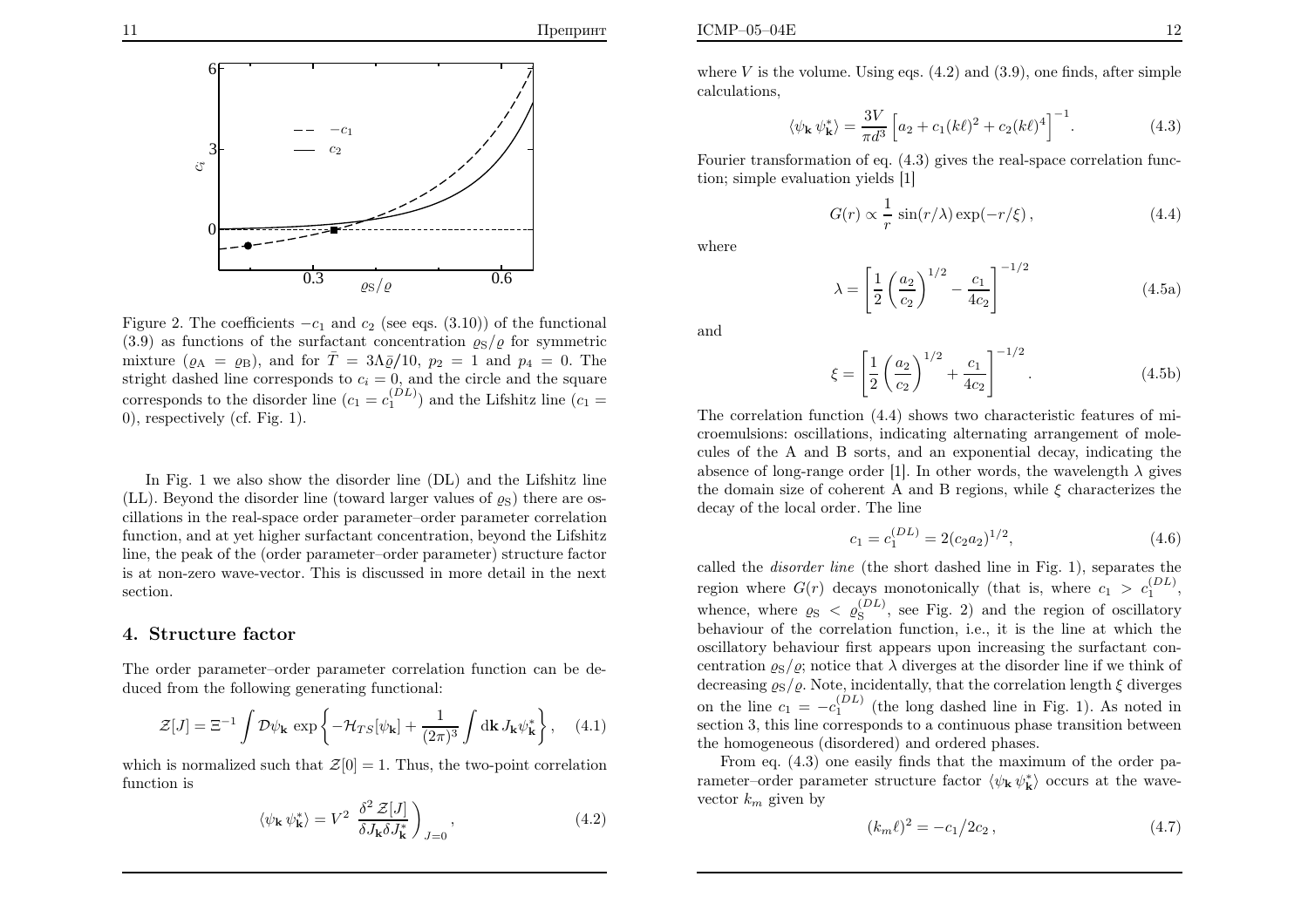Figure 2. The coefficients $-c_1$ and $c_2$ (see eqs. (3.10)) of the functional (3.9) as functions of the surfactant concentration $\varrho_S/\varrho$ for symmetric mixture ($\varrho_A = \varrho_B$), and for $\bar{T} = 3\Lambda\bar{\varrho}/10$, $p_2 = 1$ and $p_4 = 0$. The stright dashed line corresponds to $c_i = 0$, and the circle and the square corresponds to the disorder line ($c_1 = c_1^{(DL)}$) and the Lifshitz line ($c_1 = 0$), respectively (cf. Fig. 1).

In Fig. 1 we also show the disorder line (DL) and the Lifsitz line (LL). Beyond the disorder line (toward larger values of $\varrho_S$) there are oscillations in the real-space order parameter–order parameter correlation function, and at yet higher surfactant concentration, beyond the Lifshitz line, the peak of the (order parameter–order parameter) structure factor is at non-zero wave-vector. This is discussed in more detail in the next section.

## 4. Structure factor

The order parameter–order parameter correlation function can be deduced from the following generating functional:

$$\mathcal{Z}[J] = \Xi^{-1} \int \mathcal{D}\psi_{\mathbf{k}} \, \exp\left\{ -\mathcal{H}_{TS}[\psi_{\mathbf{k}}] + \frac{1}{(2\pi)^3} \int \mathrm{d}\mathbf{k} \, J_{\mathbf{k}} \psi_{\mathbf{k}}^* \right\}, \quad (4.1)$$

which is normalized such that $\mathcal{Z}[0] = 1$. Thus, the two-point correlation function is

$$\langle \psi_{\mathbf{k}} \, \psi_{\mathbf{k}}^* \rangle = V^2 \, \frac{\delta^2 \, \mathcal{Z}[J]}{\delta J_{\mathbf{k}} \delta J_{\mathbf{k}}^*} \Bigg)_{J=0}, \quad (4.2)$$

where $V$ is the volume. Using eqs. (4.2) and (3.9), one finds, after simple calculations,

$$\langle \psi_{\mathbf{k}} \, \psi_{\mathbf{k}}^* \rangle = \frac{3V}{\pi d^3} \left[ a_2 + c_1 (k\ell)^2 + c_2 (k\ell)^4 \right]^{-1}. \quad (4.3)$$

Fourier transformation of eq. (4.3) gives the real-space correlation function; simple evaluation yields [1]

$$G(r) \propto \frac{1}{r} \, \sin(r/\lambda) \exp(-r/\xi), \quad (4.4)$$

where

$$\lambda = \left[ \frac{1}{2} \left( \frac{a_2}{c_2} \right)^{1/2} - \frac{c_1}{4c_2} \right]^{-1/2} \quad (4.5a)$$

and

$$\xi = \left[ \frac{1}{2} \left( \frac{a_2}{c_2} \right)^{1/2} + \frac{c_1}{4c_2} \right]^{-1/2}. \quad (4.5b)$$

The correlation function (4.4) shows two characteristic features of microemulsions: oscillations, indicating alternating arrangement of molecules of the A and B sorts, and an exponential decay, indicating the absence of long-range order [1]. In other words, the wavelength $\lambda$ gives the domain size of coherent A and B regions, while $\xi$ characterizes the decay of the local order. The line

$$c_1 = c_1^{(DL)} = 2(c_2 a_2)^{1/2}, \quad (4.6)$$

called the *disorder line* (the short dashed line in Fig. 1), separates the region where $G(r)$ decays monotonically (that is, where $c_1 > c_1^{(DL)}$, whence, where $\varrho_S < \varrho_S^{(DL)}$, see Fig. 2) and the region of oscillatory behaviour of the correlation function, i.e., it is the line at which the oscillatory behaviour first appears upon increasing the surfactant concentration $\varrho_S/\varrho$; notice that $\lambda$ diverges at the disorder line if we think of decreasing $\varrho_S/\varrho$. Note, incidentally, that the correlation length $\xi$ diverges on the line $c_1 = -c_1^{(DL)}$ (the long dashed line in Fig. 1). As noted in section 3, this line corresponds to a continuous phase transition between the homogeneous (disordered) and ordered phases.

From eq. (4.3) one easily finds that the maximum of the order parameter–order parameter structure factor $\langle \psi_{\mathbf{k}} \, \psi_{\mathbf{k}}^* \rangle$ occurs at the wave-vector $k_m$ given by

$$(k_m \ell)^2 = -c_1/2c_2, \quad (4.7)$$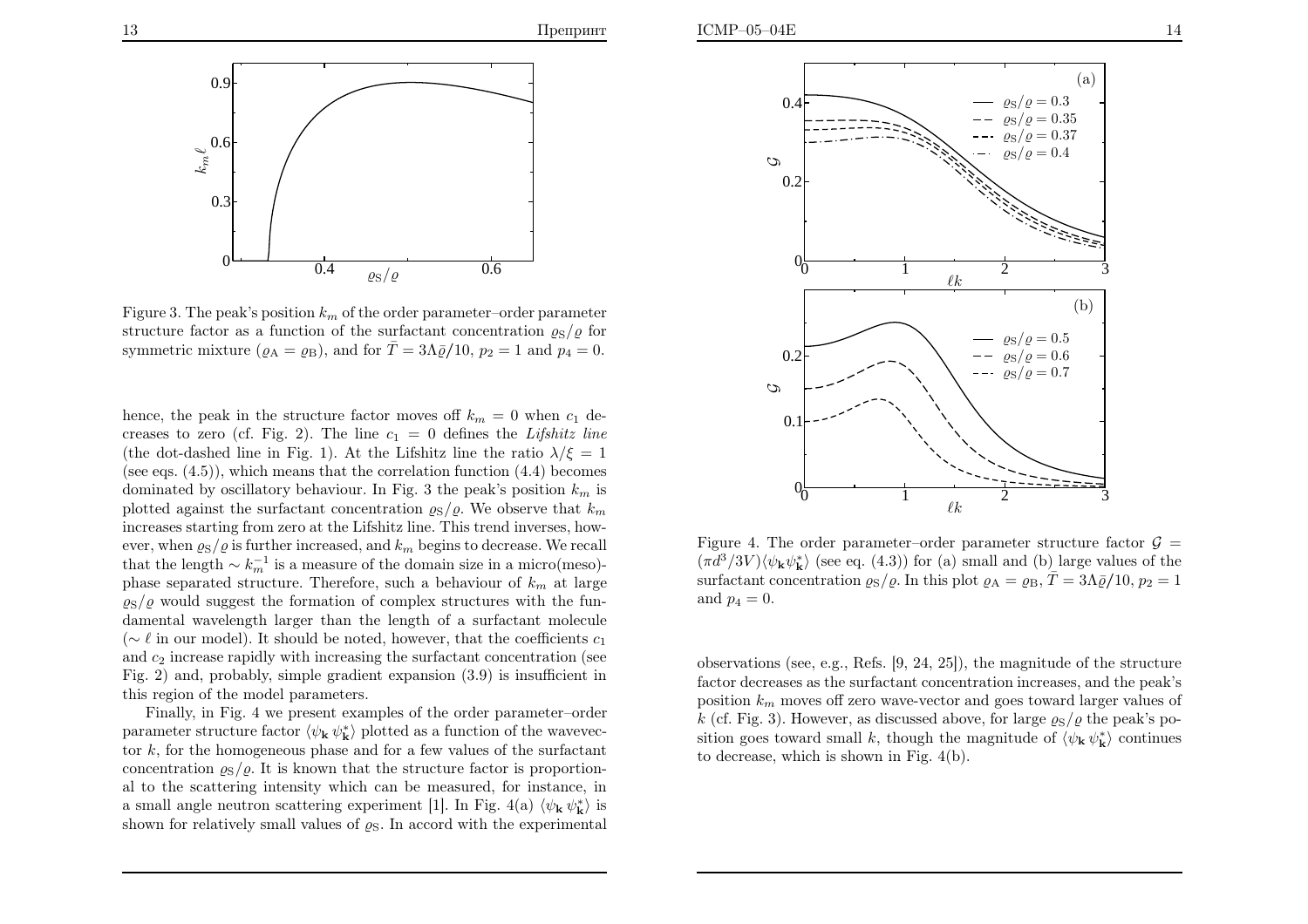Figure 3. The peak's position $k_m$ of the order parameter–order parameter structure factor as a function of the surfactant concentration $\varrho_S/\varrho$ for symmetric mixture ($\varrho_A = \varrho_B$), and for $\bar{T} = 3\Lambda\bar{\varrho}/10$, $p_2 = 1$ and $p_4 = 0$.

hence, the peak in the structure factor moves off $k_m = 0$ when $c_1$ decreases to zero (cf. Fig. 2). The line $c_1 = 0$ defines the *Lifshitz line* (the dot-dashed line in Fig. 1). At the Lifshitz line the ratio $\lambda/\xi = 1$ (see eqs. (4.5)), which means that the correlation function (4.4) becomes dominated by oscillatory behaviour. In Fig. 3 the peak's position $k_m$ is plotted against the surfactant concentration $\varrho_S/\varrho$. We observe that $k_m$ increases starting from zero at the Lifshitz line. This trend inverses, however, when $\varrho_S/\varrho$ is further increased, and $k_m$ begins to decrease. We recall that the length $\sim k_m^{-1}$ is a measure of the domain size in a micro(meso)-phase separated structure. Therefore, such a behaviour of $k_m$ at large $\varrho_S/\varrho$ would suggest the formation of complex structures with the fundamental wavelength larger than the length of a surfactant molecule ($\sim \ell$ in our model). It should be noted, however, that the coefficients $c_1$ and $c_2$ increase rapidly with increasing the surfactant concentration (see Fig. 2) and, probably, simple gradient expansion (3.9) is insufficient in this region of the model parameters.

Finally, in Fig. 4 we present examples of the order parameter–order parameter structure factor $\langle \psi_{\mathbf{k}}\, \psi^*_{\mathbf{k}} \rangle$ plotted as a function of the wavevector $k$, for the homogeneous phase and for a few values of the surfactant concentration $\varrho_S/\varrho$. It is known that the structure factor is proportional to the scattering intensity which can be measured, for instance, in a small angle neutron scattering experiment [1]. In Fig. 4(a) $\langle \psi_{\mathbf{k}}\, \psi^*_{\mathbf{k}} \rangle$ is shown for relatively small values of $\varrho_S$. In accord with the experimental observations (see, e.g., Refs. [9, 24, 25]), the magnitude of the structure factor decreases as the surfactant concentration increases, and the peak's position $k_m$ moves off zero wave-vector and goes toward larger values of $k$ (cf. Fig. 3). However, as discussed above, for large $\varrho_S/\varrho$ the peak's position goes toward small $k$, though the magnitude of $\langle \psi_{\mathbf{k}}\, \psi^*_{\mathbf{k}} \rangle$ continues to decrease, which is shown in Fig. 4(b).

Figure 4. The order parameter–order parameter structure factor $\mathcal{G} = (\pi d^3/3V)\langle \psi_{\mathbf{k}} \psi^*_{\mathbf{k}} \rangle$ (see eq. (4.3)) for (a) small and (b) large values of the surfactant concentration $\varrho_S/\varrho$. In this plot $\varrho_A = \varrho_B$, $\bar{T} = 3\Lambda\bar{\varrho}/10$, $p_2 = 1$ and $p_4 = 0$.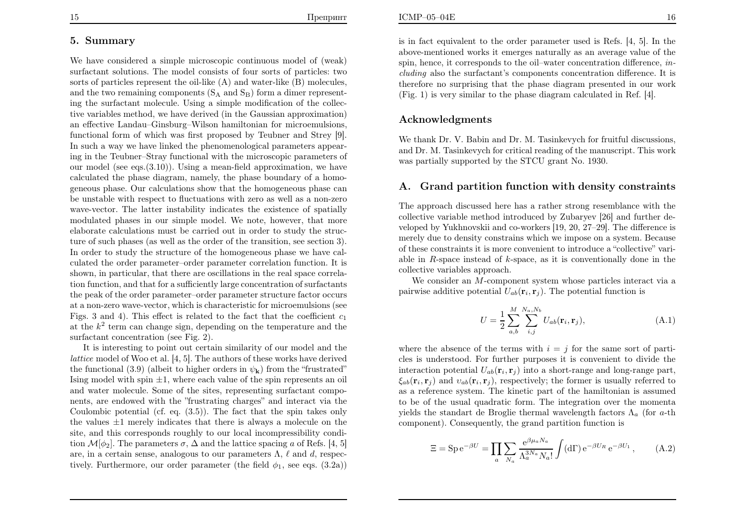## 5. Summary

We have considered a simple microscopic continuous model of (weak) surfactant solutions. The model consists of four sorts of particles: two sorts of particles represent the oil-like (A) and water-like (B) molecules, and the two remaining components ($S_A$ and $S_B$) form a dimer representing the surfactant molecule. Using a simple modification of the collective variables method, we have derived (in the Gaussian approximation) an effective Landau–Ginsburg–Wilson hamiltonian for microemulsions, functional form of which was first proposed by Teubner and Strey [9]. In such a way we have linked the phenomenological parameters appearing in the Teubner–Stray functional with the microscopic parameters of our model (see eqs.(3.10)). Using a mean-field approximation, we have calculated the phase diagram, namely, the phase boundary of a homogeneous phase. Our calculations show that the homogeneous phase can be unstable with respect to fluctuations with zero as well as a non-zero wave-vector. The latter instability indicates the existence of spatially modulated phases in our simple model. We note, however, that more elaborate calculations must be carried out in order to study the structure of such phases (as well as the order of the transition, see section 3). In order to study the structure of the homogeneous phase we have calculated the order parameter–order parameter correlation function. It is shown, in particular, that there are oscillations in the real space correlation function, and that for a sufficiently large concentration of surfactants the peak of the order parameter–order parameter structure factor occurs at a non-zero wave-vector, which is characteristic for microemulsions (see Figs. 3 and 4). This effect is related to the fact that the coefficient $c_1$ at the $k^2$ term can change sign, depending on the temperature and the surfactant concentration (see Fig. 2).

It is interesting to point out certain similarity of our model and the *lattice* model of Woo et al. [4, 5]. The authors of these works have derived the functional (3.9) (albeit to higher orders in $\psi_{\mathbf{k}}$) from the "frustrated" Ising model with spin $\pm 1$, where each value of the spin represents an oil and water molecule. Some of the sites, representing surfactant components, are endowed with the "frustrating charges" and interact via the Coulombic potential (cf. eq. (3.5)). The fact that the spin takes only the values $\pm 1$ merely indicates that there is always a molecule on the site, and this corresponds roughly to our local incompressibility condition $\mathcal{M}[\phi_2]$. The parameters $\sigma$, $\Delta$ and the lattice spacing $a$ of Refs. [4, 5] are, in a certain sense, analogous to our parameters $\Lambda$, $\ell$ and $d$, respectively. Furthermore, our order parameter (the field $\phi_1$, see eqs. (3.2a)) is in fact equivalent to the order parameter used is Refs. [4, 5]. In the above-mentioned works it emerges naturally as an average value of the spin, hence, it corresponds to the oil–water concentration difference, *including* also the surfactant's components concentration difference. It is therefore no surprising that the phase diagram presented in our work (Fig. 1) is very similar to the phase diagram calculated in Ref. [4].

## Acknowledgments

We thank Dr. V. Babin and Dr. M. Tasinkevych for fruitful discussions, and Dr. M. Tasinkevych for critical reading of the manuscript. This work was partially supported by the STCU grant No. 1930.

## A. Grand partition function with density constraints

The approach discussed here has a rather strong resemblance with the collective variable method introduced by Zubaryev [26] and further developed by Yukhnovskii and co-workers [19, 20, 27–29]. The difference is merely due to density constrains which we impose on a system. Because of these constraints it is more convenient to introduce a "collective" variable in $R$-space instead of $k$-space, as it is conventionally done in the collective variables approach.

We consider an $M$-component system whose particles interact via a pairwise additive potential $U_{ab}(\mathbf{r}_i, \mathbf{r}_j)$. The potential function is

$$U = \frac{1}{2} \sum_{a,b}^{M} \sum_{i,j}^{N_a, N_b} U_{ab}(\mathbf{r}_i, \mathbf{r}_j), \tag{A.1}$$

where the absence of the terms with $i = j$ for the same sort of particles is understood. For further purposes it is convenient to divide the interaction potential $U_{ab}(\mathbf{r}_i, \mathbf{r}_j)$ into a short-range and long-range part, $\xi_{ab}(\mathbf{r}_i, \mathbf{r}_j)$ and $\upsilon_{ab}(\mathbf{r}_i, \mathbf{r}_j)$, respectively; the former is usually referred to as a reference system. The kinetic part of the hamiltonian is assumed to be of the usual quadratic form. The integration over the momenta yields the standart de Broglie thermal wavelength factors $\Lambda_a$ (for $a$-th component). Consequently, the grand partition function is

$$\Xi = \mathrm{Sp}\, \mathrm{e}^{-\beta U} = \prod_a \sum_{N_a} \frac{\mathrm{e}^{\beta \mu_a N_a}}{\Lambda_a^{3N_a} N_a!} \int (\mathrm{d}\Gamma)\, \mathrm{e}^{-\beta U_R}\, \mathrm{e}^{-\beta U_1}, \tag{A.2}$$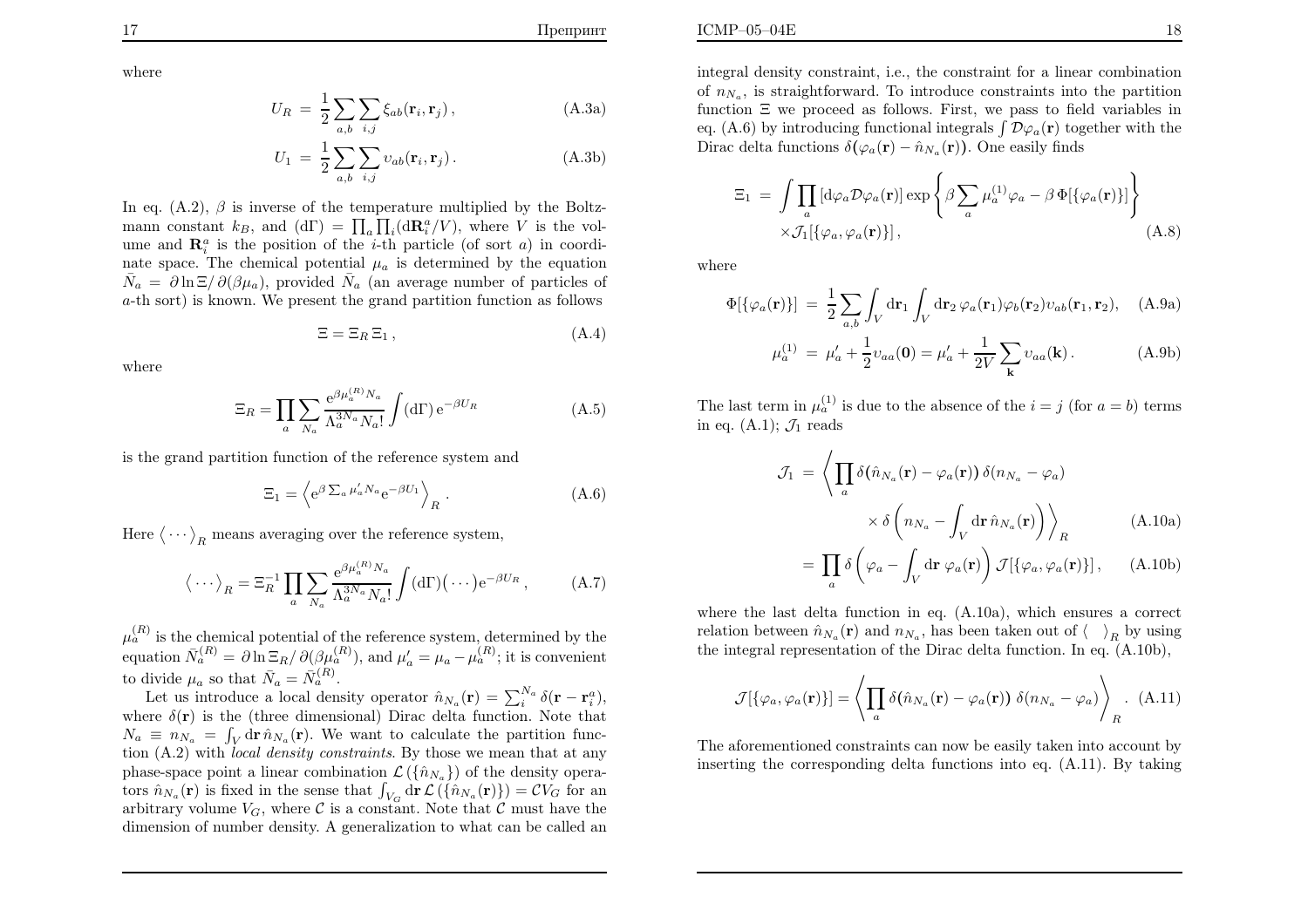where

$$U_R = \frac{1}{2}\sum_{a,b}\sum_{i,j}\xi_{ab}(\mathbf{r}_i,\mathbf{r}_j)\,, \tag{A.3a}$$

$$U_1 = \frac{1}{2}\sum_{a,b}\sum_{i,j}\upsilon_{ab}(\mathbf{r}_i,\mathbf{r}_j)\,. \tag{A.3b}$$

In eq. (A.2), $\beta$ is inverse of the temperature multiplied by the Boltzmann constant $k_B$, and $(\mathrm{d}\Gamma) = \prod_a \prod_i (\mathrm{d}\mathbf{R}_i^a/V)$, where $V$ is the volume and $\mathbf{R}_i^a$ is the position of the $i$-th particle (of sort $a$) in coordinate space. The chemical potential $\mu_a$ is determined by the equation $\bar{N}_a = \partial \ln \Xi / \partial(\beta\mu_a)$, provided $\bar{N}_a$ (an average number of particles of $a$-th sort) is known. We present the grand partition function as follows

$$\Xi = \Xi_R\,\Xi_1\,, \tag{A.4}$$

where

$$\Xi_R = \prod_a \sum_{N_a} \frac{\mathrm{e}^{\beta\mu_a^{(R)}N_a}}{\Lambda_a^{3N_a}N_a!}\int(\mathrm{d}\Gamma)\,\mathrm{e}^{-\beta U_R} \tag{A.5}$$

is the grand partition function of the reference system and

$$\Xi_1 = \left\langle \mathrm{e}^{\beta\sum_a \mu_a' N_a}\mathrm{e}^{-\beta U_1}\right\rangle_R\,. \tag{A.6}$$

Here $\langle \cdots \rangle_R$ means averaging over the reference system,

$$\langle \cdots \rangle_R = \Xi_R^{-1}\prod_a \sum_{N_a}\frac{\mathrm{e}^{\beta\mu_a^{(R)}N_a}}{\Lambda_a^{3N_a}N_a!}\int(\mathrm{d}\Gamma)(\cdots)\mathrm{e}^{-\beta U_R}\,, \tag{A.7}$$

$\mu_a^{(R)}$ is the chemical potential of the reference system, determined by the equation $\bar{N}_a^{(R)} = \partial \ln \Xi_R / \partial(\beta\mu_a^{(R)})$, and $\mu_a' = \mu_a - \mu_a^{(R)}$; it is convenient to divide $\mu_a$ so that $\bar{N}_a = \bar{N}_a^{(R)}$.

Let us introduce a local density operator $\hat{n}_{N_a}(\mathbf{r}) = \sum_i^{N_a}\delta(\mathbf{r}-\mathbf{r}_i^a)$, where $\delta(\mathbf{r})$ is the (three dimensional) Dirac delta function. Note that $N_a \equiv n_{N_a} = \int_V \mathrm{d}\mathbf{r}\,\hat{n}_{N_a}(\mathbf{r})$. We want to calculate the partition function (A.2) with *local density constraints*. By those we mean that at any phase-space point a linear combination $\mathcal{L}(\{\hat{n}_{N_a}\})$ of the density operators $\hat{n}_{N_a}(\mathbf{r})$ is fixed in the sense that $\int_{V_G}\mathrm{d}\mathbf{r}\,\mathcal{L}(\{\hat{n}_{N_a}(\mathbf{r})\}) = \mathcal{C}V_G$ for an arbitrary volume $V_G$, where $\mathcal{C}$ is a constant. Note that $\mathcal{C}$ must have the dimension of number density. A generalization to what can be called an integral density constraint, i.e., the constraint for a linear combination of $n_{N_a}$, is straightforward. To introduce constraints into the partition function $\Xi$ we proceed as follows. First, we pass to field variables in eq. (A.6) by introducing functional integrals $\int \mathcal{D}\varphi_a(\mathbf{r})$ together with the Dirac delta functions $\delta(\varphi_a(\mathbf{r}) - \hat{n}_{N_a}(\mathbf{r}))$. One easily finds

$$\Xi_1 = \int \prod_a [\mathrm{d}\varphi_a \mathcal{D}\varphi_a(\mathbf{r})]\exp\left\{\beta\sum_a \mu_a^{(1)}\varphi_a - \beta\,\Phi[\{\varphi_a(\mathbf{r})\}]\right\} \times \mathcal{J}_1[\{\varphi_a,\varphi_a(\mathbf{r})\}]\,, \tag{A.8}$$

where

$$\Phi[\{\varphi_a(\mathbf{r})\}] = \frac{1}{2}\sum_{a,b}\int_V \mathrm{d}\mathbf{r}_1\int_V \mathrm{d}\mathbf{r}_2\,\varphi_a(\mathbf{r}_1)\varphi_b(\mathbf{r}_2)\upsilon_{ab}(\mathbf{r}_1,\mathbf{r}_2), \tag{A.9a}$$

$$\mu_a^{(1)} = \mu_a' + \frac{1}{2}\upsilon_{aa}(\mathbf{0}) = \mu_a' + \frac{1}{2V}\sum_{\mathbf{k}}\upsilon_{aa}(\mathbf{k})\,. \tag{A.9b}$$

The last term in $\mu_a^{(1)}$ is due to the absence of the $i=j$ (for $a=b$) terms in eq. (A.1); $\mathcal{J}_1$ reads

$$\mathcal{J}_1 = \left\langle \prod_a \delta(\hat{n}_{N_a}(\mathbf{r}) - \varphi_a(\mathbf{r}))\,\delta(n_{N_a}-\varphi_a) \times \delta\left(n_{N_a} - \int_V \mathrm{d}\mathbf{r}\,\hat{n}_{N_a}(\mathbf{r})\right)\right\rangle_R \tag{A.10a}$$

$$= \prod_a \delta\left(\varphi_a - \int_V \mathrm{d}\mathbf{r}\,\varphi_a(\mathbf{r})\right)\mathcal{J}[\{\varphi_a,\varphi_a(\mathbf{r})\}]\,, \tag{A.10b}$$

where the last delta function in eq. (A.10a), which ensures a correct relation between $\hat{n}_{N_a}(\mathbf{r})$ and $n_{N_a}$, has been taken out of $\langle\ \rangle_R$ by using the integral representation of the Dirac delta function. In eq. (A.10b),

$$\mathcal{J}[\{\varphi_a,\varphi_a(\mathbf{r})\}] = \left\langle \prod_a \delta(\hat{n}_{N_a}(\mathbf{r}) - \varphi_a(\mathbf{r}))\,\delta(n_{N_a}-\varphi_a)\right\rangle_R\,. \tag{A.11}$$

The aforementioned constraints can now be easily taken into account by inserting the corresponding delta functions into eq. (A.11). By taking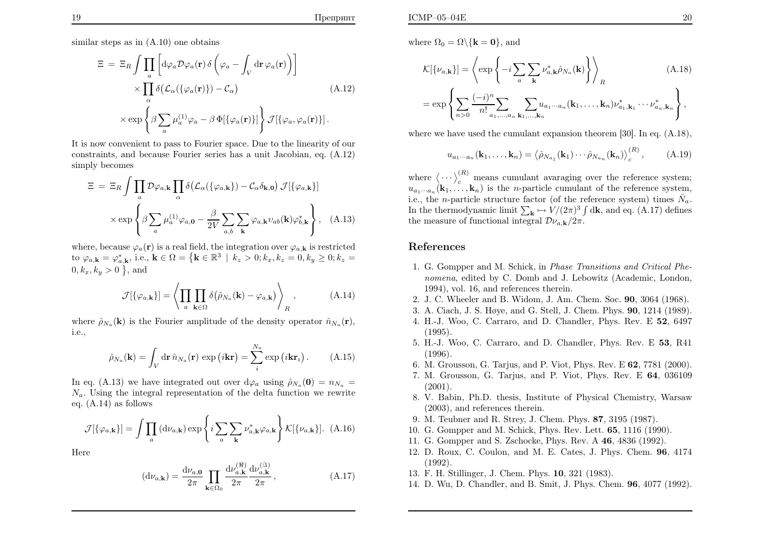similar steps as in (A.10) one obtains

$$
\begin{aligned}
\Xi \;=\; \Xi_R \int \prod_a \left[ \mathrm{d}\varphi_a \mathcal{D}\varphi_a(\mathbf{r})\, \delta\left(\varphi_a - \int_V \mathrm{d}\mathbf{r}\, \varphi_a(\mathbf{r})\right)\right] \\
\times \prod_\alpha \delta\big(\mathcal{L}_\alpha(\{\varphi_a(\mathbf{r})\}) - \mathcal{C}_\alpha\big) \qquad \text{(A.12)} \\
\times \exp\left\{ \beta \sum_a \mu_a^{(1)} \varphi_a - \beta\, \Phi[\{\varphi_a(\mathbf{r})\}] \right\} \mathcal{J}[\{\varphi_a, \varphi_a(\mathbf{r})\}] .
\end{aligned}
$$

It is now convenient to pass to Fourier space. Due to the linearity of our constraints, and because Fourier series has a unit Jacobian, eq. (A.12) simply becomes

$$
\begin{aligned}
\Xi \;=\; \Xi_R \int \prod_a \mathcal{D}\varphi_{a,\mathbf{k}} \prod_\alpha \delta\big(\mathcal{L}_\alpha(\{\varphi_{a,\mathbf{k}}\}) - \mathcal{C}_\alpha \delta_{\mathbf{k},\mathbf{0}}\big)\, \mathcal{J}[\{\varphi_{a,\mathbf{k}}\}] \\
\times \exp\left\{ \beta \sum_a \mu_a^{(1)} \varphi_{a,\mathbf{0}} - \frac{\beta}{2V} \sum_{a,b} \sum_{\mathbf{k}} \varphi_{a,\mathbf{k}} \upsilon_{ab}(\mathbf{k}) \varphi^*_{b,\mathbf{k}} \right\}, \quad \text{(A.13)}
\end{aligned}
$$

where, because $\varphi_a(\mathbf{r})$ is a real field, the integration over $\varphi_{a,\mathbf{k}}$ is restricted to $\varphi_{a,\mathbf{k}} = \varphi^*_{a,\mathbf{k}}$, i.e., $\mathbf{k} \in \Omega = \big\{ \mathbf{k} \in \mathbb{R}^3 \mid k_z > 0; k_x, k_z = 0, k_y \geq 0; k_z = 0, k_x, k_y > 0 \big\}$, and

$$
\mathcal{J}[\{\varphi_{a,\mathbf{k}}\}] = \left\langle \prod_a \prod_{\mathbf{k}\in\Omega} \delta\big(\hat{\rho}_{N_a}(\mathbf{k}) - \varphi_{a,\mathbf{k}}\big) \right\rangle_R , \qquad \text{(A.14)}
$$

where $\hat{\rho}_{N_a}(\mathbf{k})$ is the Fourier amplitude of the density operator $\hat{n}_{N_a}(\mathbf{r})$, i.e.,

$$
\hat{\rho}_{N_a}(\mathbf{k}) = \int_V \mathrm{d}\mathbf{r}\, \hat{n}_{N_a}(\mathbf{r})\, \exp\big(i\mathbf{k}\mathbf{r}\big) = \sum_i^{N_a} \exp\big(i\mathbf{k}\mathbf{r}_i\big) . \qquad \text{(A.15)}
$$

In eq. (A.13) we have integrated out over $\mathrm{d}\varphi_a$ using $\hat{\rho}_{N_a}(\mathbf{0}) = n_{N_a} = N_a$. Using the integral representation of the delta function we rewrite eq. (A.14) as follows

$$
\mathcal{J}[\{\varphi_{a,\mathbf{k}}\}] = \int \prod_a (\mathrm{d}\nu_{a,\mathbf{k}}) \exp\left\{ i \sum_a \sum_{\mathbf{k}} \nu^*_{a,\mathbf{k}} \varphi_{a,\mathbf{k}} \right\} \mathcal{K}[\{\nu_{a,\mathbf{k}}\}]. \quad \text{(A.16)}
$$

Here

$$
(\mathrm{d}\nu_{a,\mathbf{k}}) = \frac{\mathrm{d}\nu_{a,\mathbf{0}}}{2\pi} \prod_{\mathbf{k}\in\Omega_0} \frac{\mathrm{d}\nu^{(\Re)}_{a,\mathbf{k}}}{2\pi} \frac{\mathrm{d}\nu^{(\Im)}_{a,\mathbf{k}}}{2\pi} , \qquad \text{(A.17)}
$$

where $\Omega_0 = \Omega \backslash \{\mathbf{k} = \mathbf{0}\}$, and

$$
\begin{aligned}
\mathcal{K}[\{\nu_{a,\mathbf{k}}\}] &= \left\langle \exp\left\{ -i \sum_a \sum_{\mathbf{k}} \nu^*_{a,\mathbf{k}} \hat{\rho}_{N_a}(\mathbf{k}) \right\} \right\rangle_R \qquad \text{(A.18)} \\
&= \exp\left\{ \sum_{n>0} \frac{(-i)^n}{n!} \sum_{a_1,\ldots,a_n} \sum_{\mathbf{k}_1,\ldots,\mathbf{k}_n} u_{a_1\cdots a_n}(\mathbf{k}_1,\ldots,\mathbf{k}_n) \nu^*_{a_1,\mathbf{k}_1} \cdots \nu^*_{a_n,\mathbf{k}_n} \right\},
\end{aligned}
$$

where we have used the cumulant expansion theorem [30]. In eq. (A.18),

$$
u_{a_1\cdots a_n}(\mathbf{k}_1,\ldots,\mathbf{k}_n) = \big\langle \hat{\rho}_{N_{a_1}}(\mathbf{k}_1) \cdots \hat{\rho}_{N_{a_n}}(\mathbf{k}_n) \big\rangle_c^{(R)} , \qquad \text{(A.19)}
$$

where $\big\langle \cdots \big\rangle_c^{(R)}$ means cumulant avaraging over the reference system; $u_{a_1\cdots a_n}(\mathbf{k}_1,\ldots,\mathbf{k}_n)$ is the $n$-particle cumulant of the reference system, i.e., the $n$-particle structure factor (of the reference system) times $\bar{N}_a$. In the thermodynamic limit $\sum_{\mathbf{k}} \mapsto V/(2\pi)^3 \int \mathrm{d}\mathbf{k}$, and eq. (A.17) defines the measure of functional integral $\mathcal{D}\nu_{a,\mathbf{k}}/2\pi$.

## References

1. G. Gompper and M. Schick, in *Phase Transitions and Critical Phenomena*, edited by C. Domb and J. Lebowitz (Academic, London, 1994), vol. 16, and references therein.
2. J. C. Wheeler and B. Widom, J. Am. Chem. Soc. **90**, 3064 (1968).
3. A. Ciach, J. S. Høye, and G. Stell, J. Chem. Phys. **90**, 1214 (1989).
4. H.-J. Woo, C. Carraro, and D. Chandler, Phys. Rev. E **52**, 6497 (1995).
5. H.-J. Woo, C. Carraro, and D. Chandler, Phys. Rev. E **53**, R41 (1996).
6. M. Grousson, G. Tarjus, and P. Viot, Phys. Rev. E **62**, 7781 (2000).
7. M. Grousson, G. Tarjus, and P. Viot, Phys. Rev. E **64**, 036109 (2001).
8. V. Babin, Ph.D. thesis, Institute of Physical Chemistry, Warsaw (2003), and references therein.
9. M. Teubner and R. Strey, J. Chem. Phys. **87**, 3195 (1987).
10. G. Gompper and M. Schick, Phys. Rev. Lett. **65**, 1116 (1990).
11. G. Gompper and S. Zschocke, Phys. Rev. A **46**, 4836 (1992).
12. D. Roux, C. Coulon, and M. E. Cates, J. Phys. Chem. **96**, 4174 (1992).
13. F. H. Stillinger, J. Chem. Phys. **10**, 321 (1983).
14. D. Wu, D. Chandler, and B. Smit, J. Phys. Chem. **96**, 4077 (1992).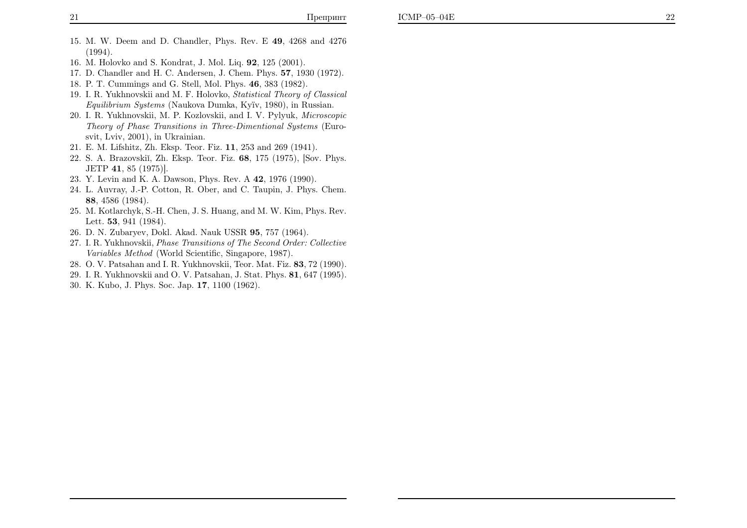15. M. W. Deem and D. Chandler, Phys. Rev. E **49**, 4268 and 4276 (1994).
16. M. Holovko and S. Kondrat, J. Mol. Liq. **92**, 125 (2001).
17. D. Chandler and H. C. Andersen, J. Chem. Phys. **57**, 1930 (1972).
18. P. T. Cummings and G. Stell, Mol. Phys. **46**, 383 (1982).
19. I. R. Yukhnovskii and M. F. Holovko, *Statistical Theory of Classical Equilibrium Systems* (Naukova Dumka, Kyïv, 1980), in Russian.
20. I. R. Yukhnovskii, M. P. Kozlovskii, and I. V. Pylyuk, *Microscopic Theory of Phase Transitions in Three-Dimentional Systems* (Eurosvit, Lviv, 2001), in Ukrainian.
21. E. M. Lifshitz, Zh. Eksp. Teor. Fiz. **11**, 253 and 269 (1941).
22. S. A. Brazovskiĭ, Zh. Eksp. Teor. Fiz. **68**, 175 (1975), [Sov. Phys. JETP **41**, 85 (1975)].
23. Y. Levin and K. A. Dawson, Phys. Rev. A **42**, 1976 (1990).
24. L. Auvray, J.-P. Cotton, R. Ober, and C. Taupin, J. Phys. Chem. **88**, 4586 (1984).
25. M. Kotlarchyk, S.-H. Chen, J. S. Huang, and M. W. Kim, Phys. Rev. Lett. **53**, 941 (1984).
26. D. N. Zubaryev, Dokl. Akad. Nauk USSR **95**, 757 (1964).
27. I. R. Yukhnovskii, *Phase Transitions of The Second Order: Collective Variables Method* (World Scientific, Singapore, 1987).
28. O. V. Patsahan and I. R. Yukhnovskii, Teor. Mat. Fiz. **83**, 72 (1990).
29. I. R. Yukhnovskii and O. V. Patsahan, J. Stat. Phys. **81**, 647 (1995).
30. K. Kubo, J. Phys. Soc. Jap. **17**, 1100 (1962).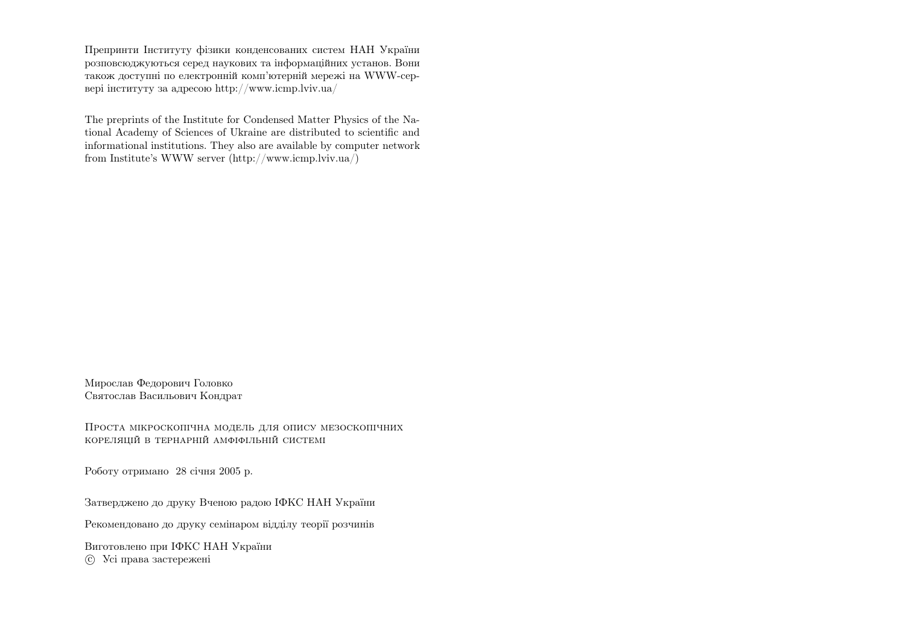Препринти Інституту фізики конденсованих систем НАН України розповсюджуються серед наукових та інформаційних установ. Вони також доступні по електронній комп'ютерній мережі на WWW-сервері інституту за адресою http://www.icmp.lviv.ua/

The preprints of the Institute for Condensed Matter Physics of the National Academy of Sciences of Ukraine are distributed to scientific and informational institutions. They also are available by computer network from Institute's WWW server (http://www.icmp.lviv.ua/)

Мирослав Федорович Головко
Святослав Васильович Кондрат

Проста мікроскопічна модель для опису мезоскопічних кореляцій в тернарній амфіфільній системі

Роботу отримано 28 січня 2005 р.

Затверджено до друку Вченою радою ІФКС НАН України

Рекомендовано до друку семінаром відділу теорії розчинів

Виготовлено при ІФКС НАН України
© Усі права застережені